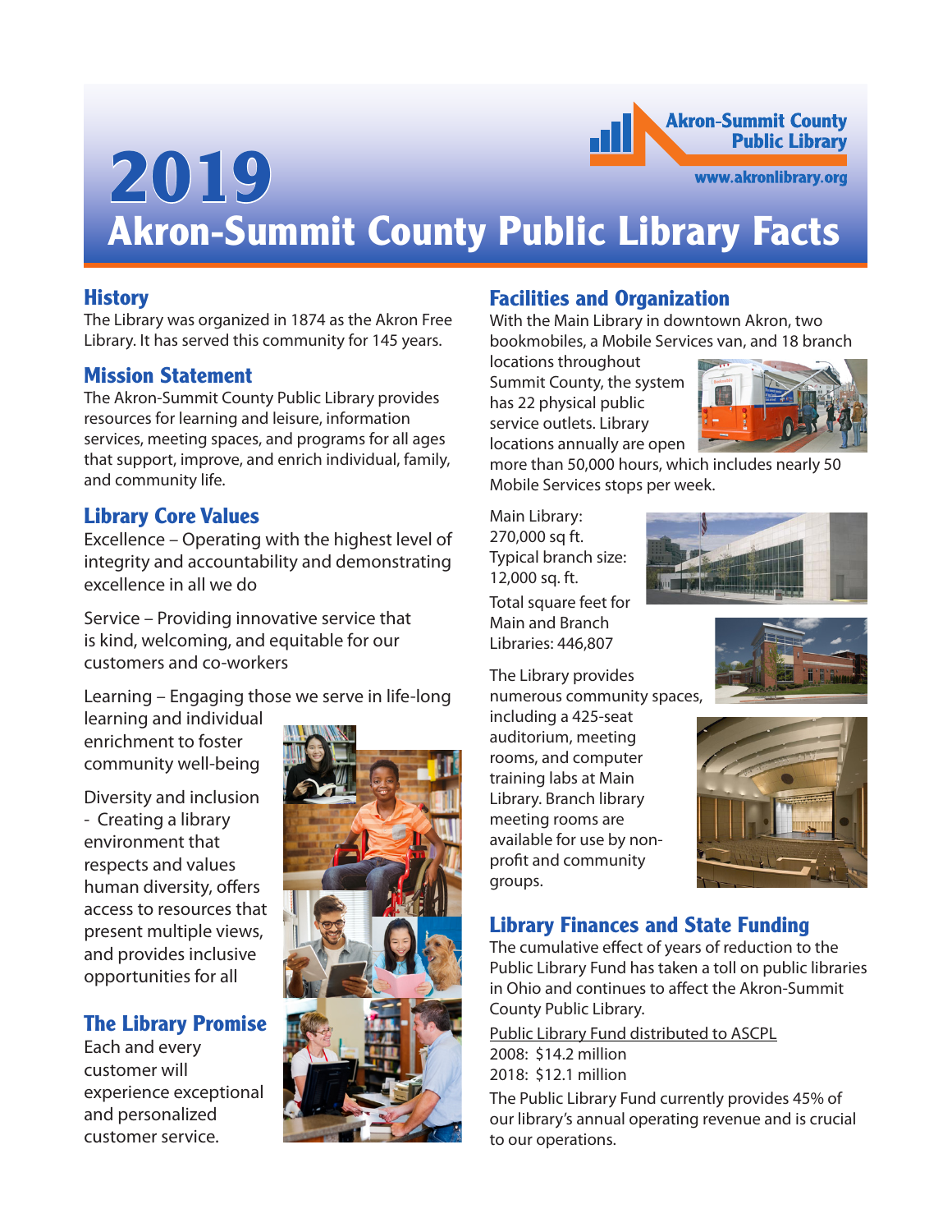Akron-Summit County Public Library

www.akronlibrary.org

# 2019 Akron-Summit County Public Library Facts

## History

The Library was organized in 1874 as the Akron Free Library. It has served this community for 145 years.

## Mission Statement

The Akron-Summit County Public Library provides resources for learning and leisure, information services, meeting spaces, and programs for all ages that support, improve, and enrich individual, family, and community life.

## Library Core Values

Excellence – Operating with the highest level of integrity and accountability and demonstrating excellence in all we do

Service – Providing innovative service that is kind, welcoming, and equitable for our customers and co-workers

Learning – Engaging those we serve in life-long learning and individual enrichment to foster community well-being

Diversity and inclusion - Creating a library environment that respects and values human diversity, offers access to resources that present multiple views, and provides inclusive opportunities for all

## The Library Promise

Each and every customer will experience exceptional and personalized customer service.

## Facilities and Organization

With the Main Library in downtown Akron, two bookmobiles, a Mobile Services van, and 18 branch locations throughout Summit County, the system has 22 physical public service outlets. Library locations annually are open more than 50,000 hours, which includes nearly 50 Mobile Services stops per week.

Main Library: 270,000 sq ft.
Typical branch size: 12,000 sq. ft.

Total square feet for Main and Branch Libraries: 446,807

The Library provides numerous community spaces, including a 425-seat auditorium, meeting rooms, and computer training labs at Main Library. Branch library meeting rooms are available for use by non-profit and community groups.

## Library Finances and State Funding

The cumulative effect of years of reduction to the Public Library Fund has taken a toll on public libraries in Ohio and continues to affect the Akron-Summit County Public Library.

Public Library Fund distributed to ASCPL
2008: $14.2 million
2018: $12.1 million

The Public Library Fund currently provides 45% of our library's annual operating revenue and is crucial to our operations.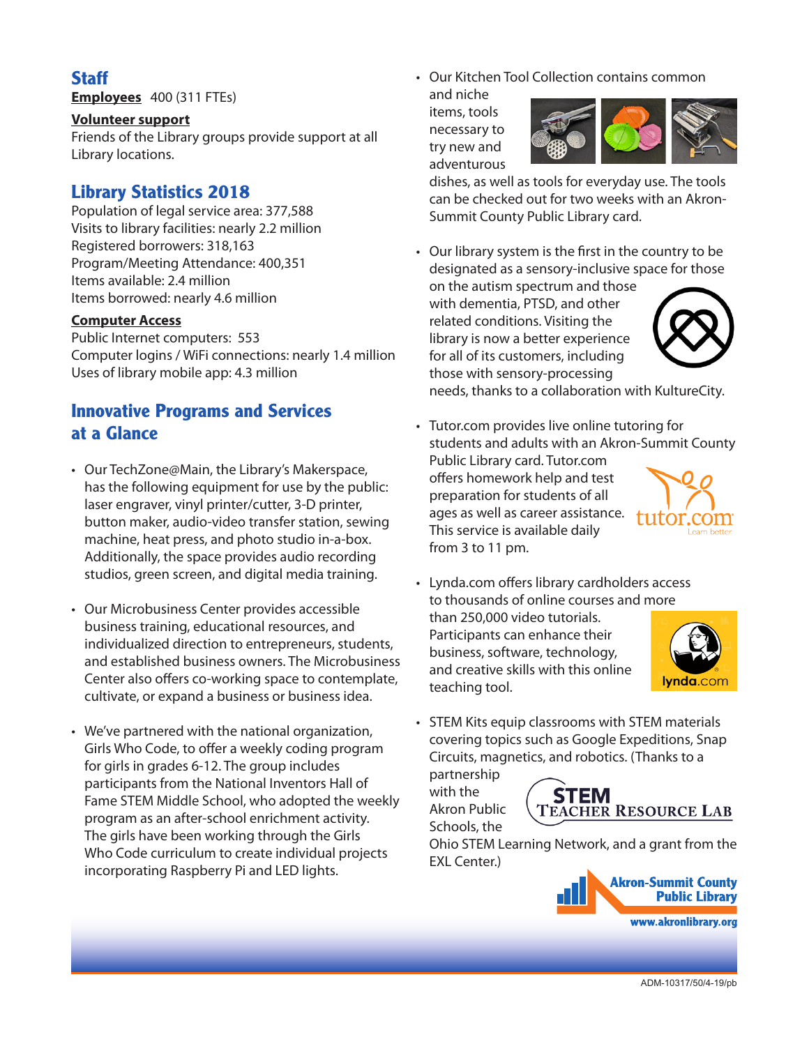## Staff

**Employees** 400 (311 FTEs)

**Volunteer support**

Friends of the Library groups provide support at all Library locations.

## Library Statistics 2018

Population of legal service area: 377,588
Visits to library facilities: nearly 2.2 million
Registered borrowers: 318,163
Program/Meeting Attendance: 400,351
Items available: 2.4 million
Items borrowed: nearly 4.6 million

**Computer Access**

Public Internet computers: 553
Computer logins / WiFi connections: nearly 1.4 million
Uses of library mobile app: 4.3 million

## Innovative Programs and Services at a Glance

- Our TechZone@Main, the Library's Makerspace, has the following equipment for use by the public: laser engraver, vinyl printer/cutter, 3-D printer, button maker, audio-video transfer station, sewing machine, heat press, and photo studio in-a-box. Additionally, the space provides audio recording studios, green screen, and digital media training.
- Our Microbusiness Center provides accessible business training, educational resources, and individualized direction to entrepreneurs, students, and established business owners. The Microbusiness Center also offers co-working space to contemplate, cultivate, or expand a business or business idea.
- We've partnered with the national organization, Girls Who Code, to offer a weekly coding program for girls in grades 6-12. The group includes participants from the National Inventors Hall of Fame STEM Middle School, who adopted the weekly program as an after-school enrichment activity. The girls have been working through the Girls Who Code curriculum to create individual projects incorporating Raspberry Pi and LED lights.
- Our Kitchen Tool Collection contains common and niche items, tools necessary to try new and adventurous dishes, as well as tools for everyday use. The tools can be checked out for two weeks with an Akron-Summit County Public Library card.
- Our library system is the first in the country to be designated as a sensory-inclusive space for those on the autism spectrum and those with dementia, PTSD, and other related conditions. Visiting the library is now a better experience for all of its customers, including those with sensory-processing needs, thanks to a collaboration with KultureCity.
- Tutor.com provides live online tutoring for students and adults with an Akron-Summit County Public Library card. Tutor.com offers homework help and test preparation for students of all ages as well as career assistance. This service is available daily from 3 to 11 pm.
- Lynda.com offers library cardholders access to thousands of online courses and more than 250,000 video tutorials. Participants can enhance their business, software, technology, and creative skills with this online teaching tool.
- STEM Kits equip classrooms with STEM materials covering topics such as Google Expeditions, Snap Circuits, magnetics, and robotics. (Thanks to a partnership with Akron Public Schools, the Ohio STEM Learning Network, and a grant from the EXL Center.)

Akron-Summit County Public Library
www.akronlibrary.org

ADM-10317/50/4-19/pb